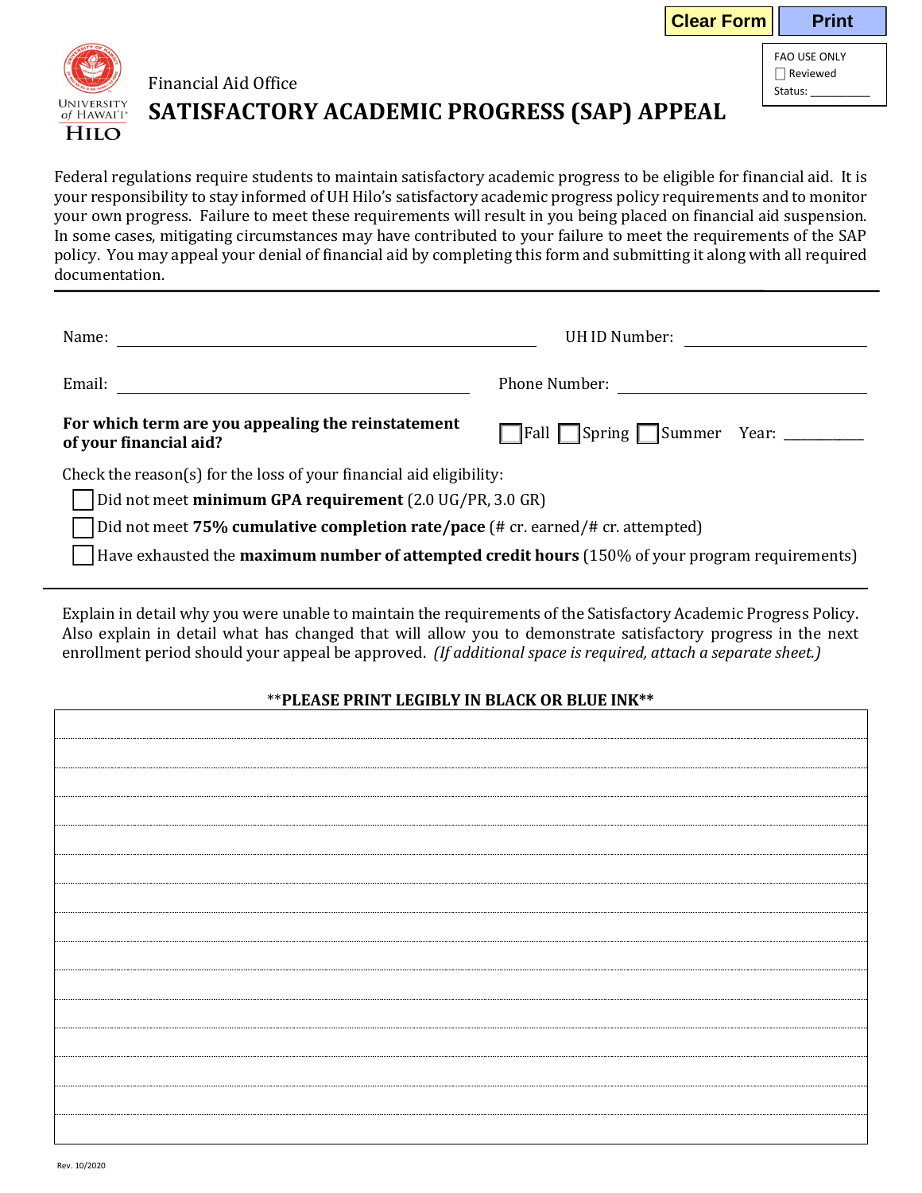Clear Form | Print

FAO USE ONLY
☐ Reviewed
Status: __________

Financial Aid Office

# SATISFACTORY ACADEMIC PROGRESS (SAP) APPEAL

Federal regulations require students to maintain satisfactory academic progress to be eligible for financial aid. It is your responsibility to stay informed of UH Hilo's satisfactory academic progress policy requirements and to monitor your own progress. Failure to meet these requirements will result in you being placed on financial aid suspension. In some cases, mitigating circumstances may have contributed to your failure to meet the requirements of the SAP policy. You may appeal your denial of financial aid by completing this form and submitting it along with all required documentation.

---

Name: ______________________________ UH ID Number: ______________

Email: ______________________________ Phone Number: ______________

**For which term are you appealing the reinstatement of your financial aid?** ☐ Fall ☐ Spring ☐ Summer Year: __________

Check the reason(s) for the loss of your financial aid eligibility:

- ☐ Did not meet **minimum GPA requirement** (2.0 UG/PR, 3.0 GR)
- ☐ Did not meet **75% cumulative completion rate/pace** (# cr. earned/# cr. attempted)
- ☐ Have exhausted the **maximum number of attempted credit hours** (150% of your program requirements)

---

Explain in detail why you were unable to maintain the requirements of the Satisfactory Academic Progress Policy. Also explain in detail what has changed that will allow you to demonstrate satisfactory progress in the next enrollment period should your appeal be approved. *(If additional space is required, attach a separate sheet.)*

****PLEASE PRINT LEGIBLY IN BLACK OR BLUE INK****

Rev. 10/2020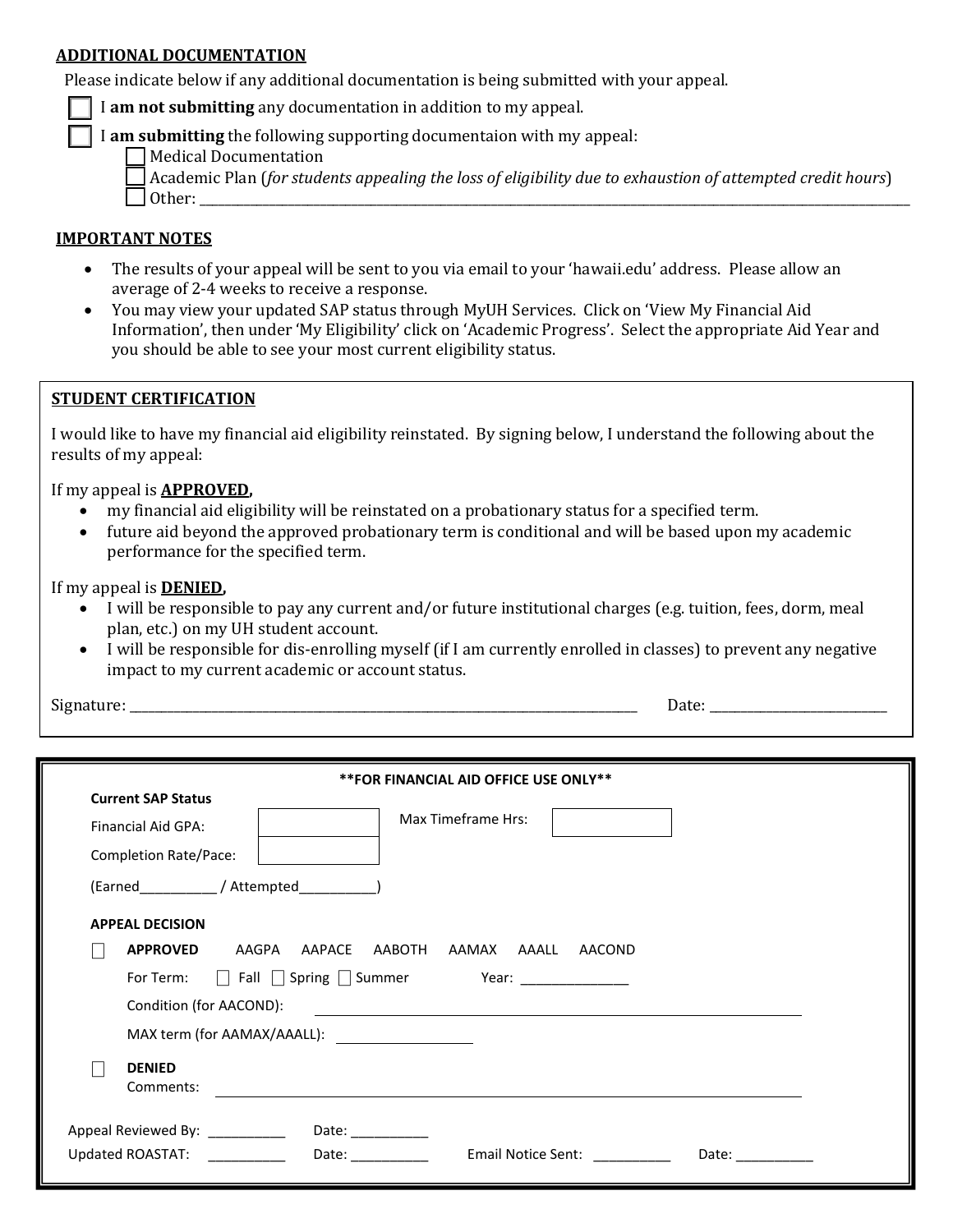**ADDITIONAL DOCUMENTATION**

Please indicate below if any additional documentation is being submitted with your appeal.

☐ I **am not submitting** any documentation in addition to my appeal.

☐ I **am submitting** the following supporting documentaion with my appeal:

- ☐ Medical Documentation
- ☐ Academic Plan (*for students appealing the loss of eligibility due to exhaustion of attempted credit hours*)
- ☐ Other: ______________________________

**IMPORTANT NOTES**

- The results of your appeal will be sent to you via email to your 'hawaii.edu' address. Please allow an average of 2-4 weeks to receive a response.
- You may view your updated SAP status through MyUH Services. Click on 'View My Financial Aid Information', then under 'My Eligibility' click on 'Academic Progress'. Select the appropriate Aid Year and you should be able to see your most current eligibility status.

**STUDENT CERTIFICATION**

I would like to have my financial aid eligibility reinstated. By signing below, I understand the following about the results of my appeal:

If my appeal is **APPROVED,**

- my financial aid eligibility will be reinstated on a probationary status for a specified term.
- future aid beyond the approved probationary term is conditional and will be based upon my academic performance for the specified term.

If my appeal is **DENIED,**

- I will be responsible to pay any current and/or future institutional charges (e.g. tuition, fees, dorm, meal plan, etc.) on my UH student account.
- I will be responsible for dis-enrolling myself (if I am currently enrolled in classes) to prevent any negative impact to my current academic or account status.

Signature: ______________________________ Date: ______________

**\*\*FOR FINANCIAL AID OFFICE USE ONLY\*\***

**Current SAP Status**

Financial Aid GPA: ________ Max Timeframe Hrs: ________

Completion Rate/Pace: ________

(Earned__________ / Attempted__________)

**APPEAL DECISION**

☐ **APPROVED** AAGPA AAPACE AABOTH AAMAX AAALL AACOND

For Term: ☐ Fall ☐ Spring ☐ Summer Year: ______________

Condition (for AACOND): ______________________________

MAX term (for AAMAX/AAALL): ______________

☐ **DENIED**

Comments: ______________________________

Appeal Reviewed By: __________ Date: __________

Updated ROASTAT: __________ Date: __________ Email Notice Sent: __________ Date: __________